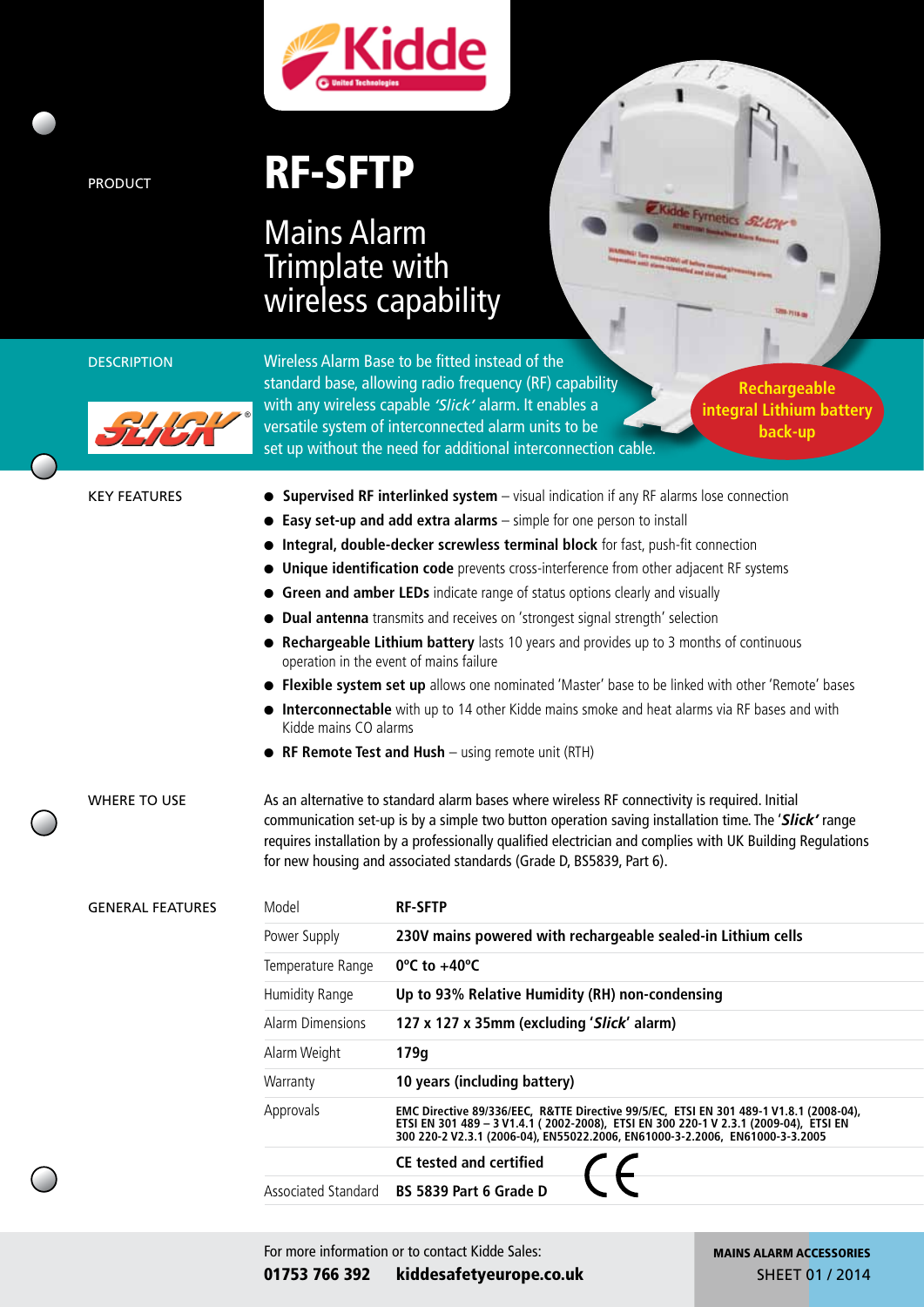Kidde

PRODUCT

# RF-SFTP

## Mains Alarm Trimplate with wireless capability

DESCRIPTION

Wireless Alarm Base to be fitted instead of the standard base, allowing radio frequency (RF) capability with any wireless capable *'Slick'* alarm. It enables a versatile system of interconnected alarm units to be set up without the need for additional interconnection cable.

**Rechargeable integral Lithium battery back-up**

KEY FEATURES

- **Supervised RF interlinked system** – visual indication if any RF alarms lose connection
- **Easy set-up and add extra alarms** – simple for one person to install
- **Integral, double-decker screwless terminal block** for fast, push-fit connection
- **Unique identification code** prevents cross-interference from other adjacent RF systems
- **Green and amber LEDs** indicate range of status options clearly and visually
- **Dual antenna** transmits and receives on 'strongest signal strength' selection
- **Rechargeable Lithium battery** lasts 10 years and provides up to 3 months of continuous operation in the event of mains failure
- **Flexible system set up** allows one nominated 'Master' base to be linked with other 'Remote' bases
- **Interconnectable** with up to 14 other Kidde mains smoke and heat alarms via RF bases and with Kidde mains CO alarms
- **RF Remote Test and Hush** – using remote unit (RTH)

WHERE TO USE

As an alternative to standard alarm bases where wireless RF connectivity is required. Initial communication set-up is by a simple two button operation saving installation time. The '***Slick'*** range requires installation by a professionally qualified electrician and complies with UK Building Regulations for new housing and associated standards (Grade D, BS5839, Part 6).

GENERAL FEATURES

| Model | **RF-SFTP** |
|---|---|
| Power Supply | **230V mains powered with rechargeable sealed-in Lithium cells** |
| Temperature Range | **0ºC to +40ºC** |
| Humidity Range | **Up to 93% Relative Humidity (RH) non-condensing** |
| Alarm Dimensions | **127 x 127 x 35mm (excluding '*Slick*' alarm)** |
| Alarm Weight | **179g** |
| Warranty | **10 years (including battery)** |
| Approvals | **EMC Directive 89/336/EEC, R&TTE Directive 99/5/EC, ETSI EN 301 489-1 V1.8.1 (2008-04), ETSI EN 301 489 – 3 V1.4.1 ( 2002-2008), ETSI EN 300 220-1 V 2.3.1 (2009-04), ETSI EN 300 220-2 V2.3.1 (2006-04), EN55022.2006, EN61000-3-2.2006, EN61000-3-3.2005** |
| | **CE tested and certified** |
| Associated Standard | **BS 5839 Part 6 Grade D** |

For more information or to contact Kidde Sales:
**01753 766 392** **kiddesafetyeurope.co.uk**

**MAINS ALARM ACCESSORIES**
SHEET 01 / 2014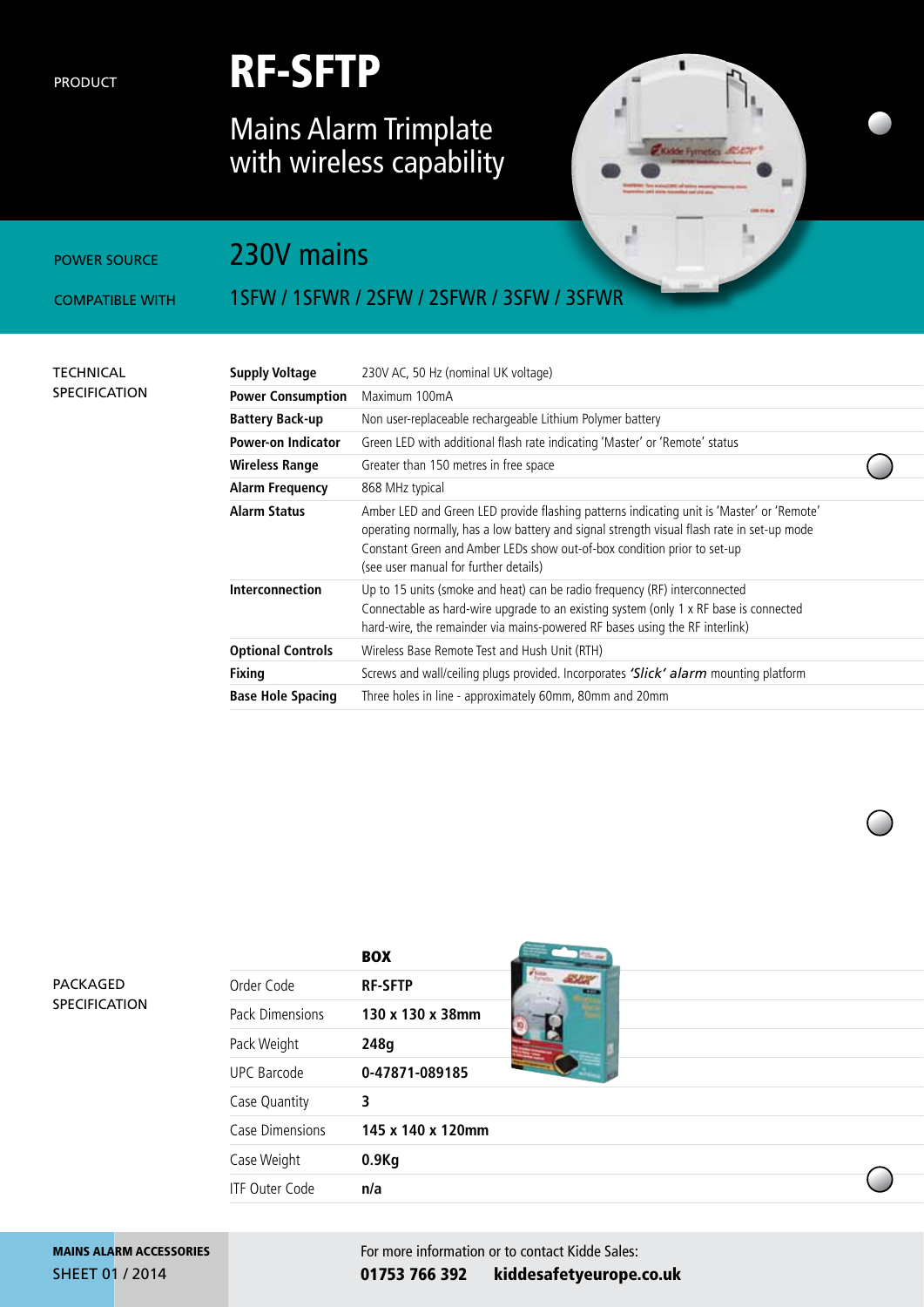PRODUCT

# RF-SFTP

## Mains Alarm Trimplate with wireless capability

POWER SOURCE: 230V mains

COMPATIBLE WITH: 1SFW / 1SFWR / 2SFW / 2SFWR / 3SFW / 3SFWR

## TECHNICAL SPECIFICATION

| | |
|---|---|
| **Supply Voltage** | 230V AC, 50 Hz (nominal UK voltage) |
| **Power Consumption** | Maximum 100mA |
| **Battery Back-up** | Non user-replaceable rechargeable Lithium Polymer battery |
| **Power-on Indicator** | Green LED with additional flash rate indicating 'Master' or 'Remote' status |
| **Wireless Range** | Greater than 150 metres in free space |
| **Alarm Frequency** | 868 MHz typical |
| **Alarm Status** | Amber LED and Green LED provide flashing patterns indicating unit is 'Master' or 'Remote' operating normally, has a low battery and signal strength visual flash rate in set-up mode Constant Green and Amber LEDs show out-of-box condition prior to set-up (see user manual for further details) |
| **Interconnection** | Up to 15 units (smoke and heat) can be radio frequency (RF) interconnected Connectable as hard-wire upgrade to an existing system (only 1 x RF base is connected hard-wire, the remainder via mains-powered RF bases using the RF interlink) |
| **Optional Controls** | Wireless Base Remote Test and Hush Unit (RTH) |
| **Fixing** | Screws and wall/ceiling plugs provided. Incorporates ***'Slick' alarm*** mounting platform |
| **Base Hole Spacing** | Three holes in line - approximately 60mm, 80mm and 20mm |

## PACKAGED SPECIFICATION

| | **BOX** |
|---|---|
| Order Code | **RF-SFTP** |
| Pack Dimensions | **130 x 130 x 38mm** |
| Pack Weight | **248g** |
| UPC Barcode | **0-47871-089185** |
| Case Quantity | **3** |
| Case Dimensions | **145 x 140 x 120mm** |
| Case Weight | **0.9Kg** |
| ITF Outer Code | **n/a** |

**MAINS ALARM ACCESSORIES**
SHEET 01 / 2014

For more information or to contact Kidde Sales:
**01753 766 392 kiddesafetyeurope.co.uk**